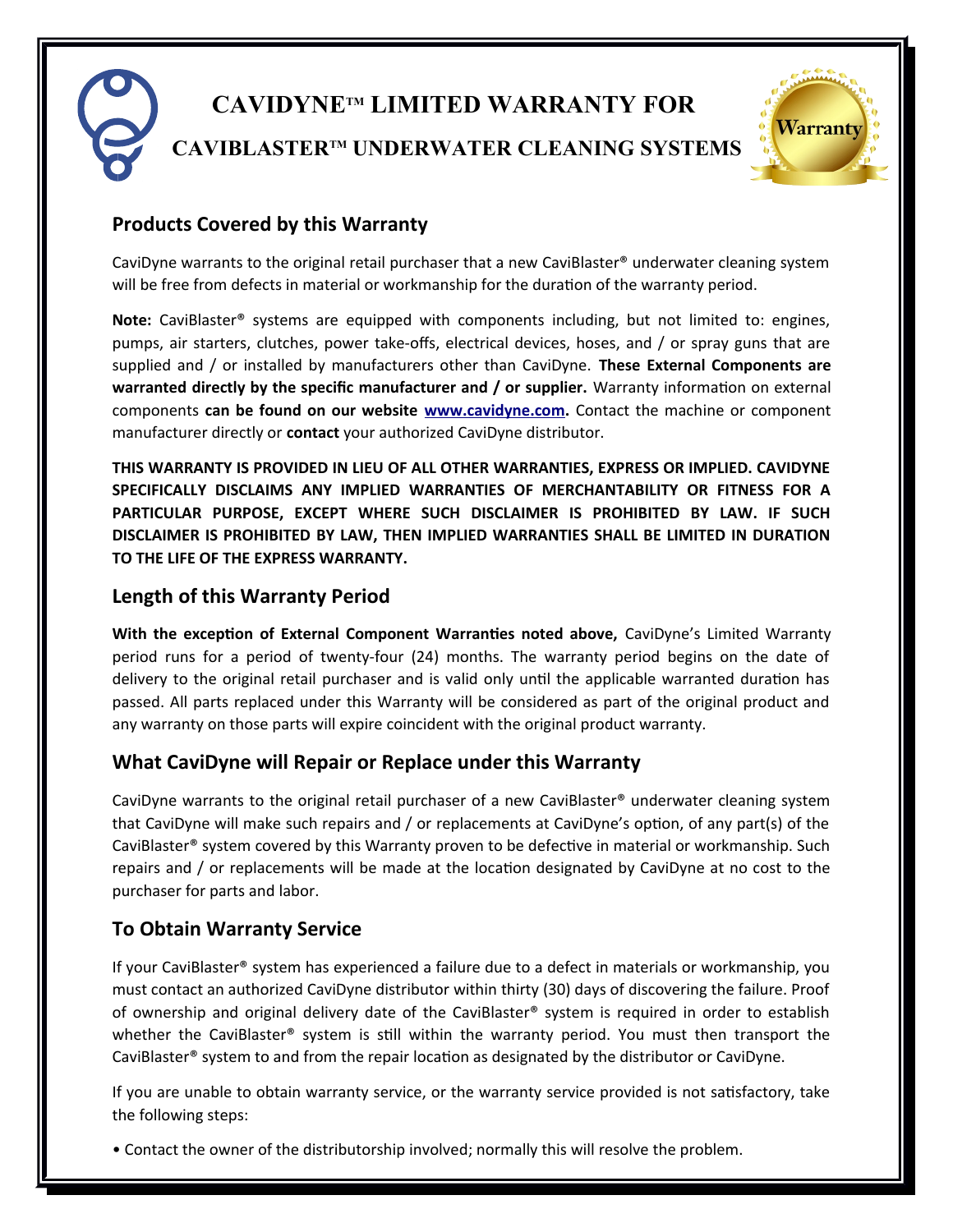# CAVIDYNE™ LIMITED WARRANTY FOR CAVIBLASTER™ UNDERWATER CLEANING SYSTEMS

## Products Covered by this Warranty

CaviDyne warrants to the original retail purchaser that a new CaviBlaster® underwater cleaning system will be free from defects in material or workmanship for the duration of the warranty period.

**Note:** CaviBlaster® systems are equipped with components including, but not limited to: engines, pumps, air starters, clutches, power take-offs, electrical devices, hoses, and / or spray guns that are supplied and / or installed by manufacturers other than CaviDyne. **These External Components are warranted directly by the specific manufacturer and / or supplier.** Warranty information on external components **can be found on our website [www.cavidyne.com](http://www.cavidyne.com).** Contact the machine or component manufacturer directly or **contact** your authorized CaviDyne distributor.

**THIS WARRANTY IS PROVIDED IN LIEU OF ALL OTHER WARRANTIES, EXPRESS OR IMPLIED. CAVIDYNE SPECIFICALLY DISCLAIMS ANY IMPLIED WARRANTIES OF MERCHANTABILITY OR FITNESS FOR A PARTICULAR PURPOSE, EXCEPT WHERE SUCH DISCLAIMER IS PROHIBITED BY LAW. IF SUCH DISCLAIMER IS PROHIBITED BY LAW, THEN IMPLIED WARRANTIES SHALL BE LIMITED IN DURATION TO THE LIFE OF THE EXPRESS WARRANTY.**

## Length of this Warranty Period

**With the exception of External Component Warranties noted above,** CaviDyne's Limited Warranty period runs for a period of twenty-four (24) months. The warranty period begins on the date of delivery to the original retail purchaser and is valid only until the applicable warranted duration has passed. All parts replaced under this Warranty will be considered as part of the original product and any warranty on those parts will expire coincident with the original product warranty.

## What CaviDyne will Repair or Replace under this Warranty

CaviDyne warrants to the original retail purchaser of a new CaviBlaster® underwater cleaning system that CaviDyne will make such repairs and / or replacements at CaviDyne's option, of any part(s) of the CaviBlaster® system covered by this Warranty proven to be defective in material or workmanship. Such repairs and / or replacements will be made at the location designated by CaviDyne at no cost to the purchaser for parts and labor.

## To Obtain Warranty Service

If your CaviBlaster® system has experienced a failure due to a defect in materials or workmanship, you must contact an authorized CaviDyne distributor within thirty (30) days of discovering the failure. Proof of ownership and original delivery date of the CaviBlaster® system is required in order to establish whether the CaviBlaster® system is still within the warranty period. You must then transport the CaviBlaster® system to and from the repair location as designated by the distributor or CaviDyne.

If you are unable to obtain warranty service, or the warranty service provided is not satisfactory, take the following steps:

- Contact the owner of the distributorship involved; normally this will resolve the problem.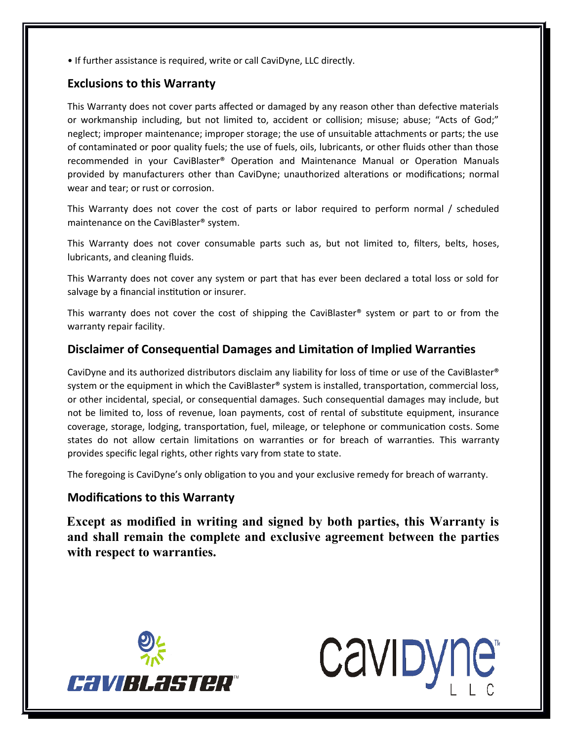• If further assistance is required, write or call CaviDyne, LLC directly.

## Exclusions to this Warranty

This Warranty does not cover parts affected or damaged by any reason other than defective materials or workmanship including, but not limited to, accident or collision; misuse; abuse; "Acts of God;" neglect; improper maintenance; improper storage; the use of unsuitable attachments or parts; the use of contaminated or poor quality fuels; the use of fuels, oils, lubricants, or other fluids other than those recommended in your CaviBlaster® Operation and Maintenance Manual or Operation Manuals provided by manufacturers other than CaviDyne; unauthorized alterations or modifications; normal wear and tear; or rust or corrosion.

This Warranty does not cover the cost of parts or labor required to perform normal / scheduled maintenance on the CaviBlaster® system.

This Warranty does not cover consumable parts such as, but not limited to, filters, belts, hoses, lubricants, and cleaning fluids.

This Warranty does not cover any system or part that has ever been declared a total loss or sold for salvage by a financial institution or insurer.

This warranty does not cover the cost of shipping the CaviBlaster® system or part to or from the warranty repair facility.

## Disclaimer of Consequential Damages and Limitation of Implied Warranties

CaviDyne and its authorized distributors disclaim any liability for loss of time or use of the CaviBlaster® system or the equipment in which the CaviBlaster® system is installed, transportation, commercial loss, or other incidental, special, or consequential damages. Such consequential damages may include, but not be limited to, loss of revenue, loan payments, cost of rental of substitute equipment, insurance coverage, storage, lodging, transportation, fuel, mileage, or telephone or communication costs. Some states do not allow certain limitations on warranties or for breach of warranties. This warranty provides specific legal rights, other rights vary from state to state.

The foregoing is CaviDyne's only obligation to you and your exclusive remedy for breach of warranty.

## Modifications to this Warranty

**Except as modified in writing and signed by both parties, this Warranty is and shall remain the complete and exclusive agreement between the parties with respect to warranties.**

CAVIBLASTER™

caviDyne™ LLC